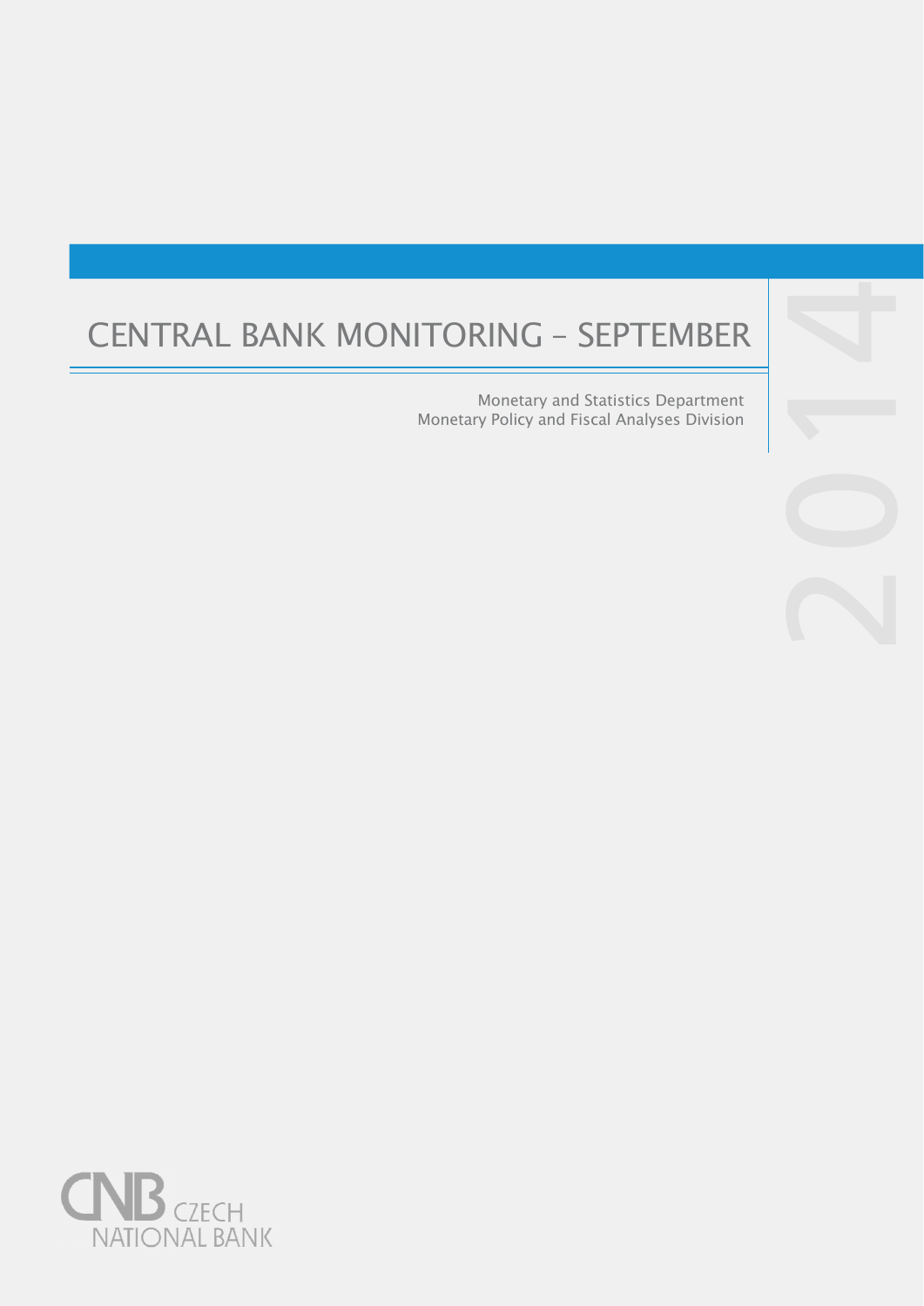# CENTRAL BANK MONITORING – SEPTEMBER 2014

Monetary and Statistics Department
Monetary Policy and Fiscal Analyses Division

CNB CZECH NATIONAL BANK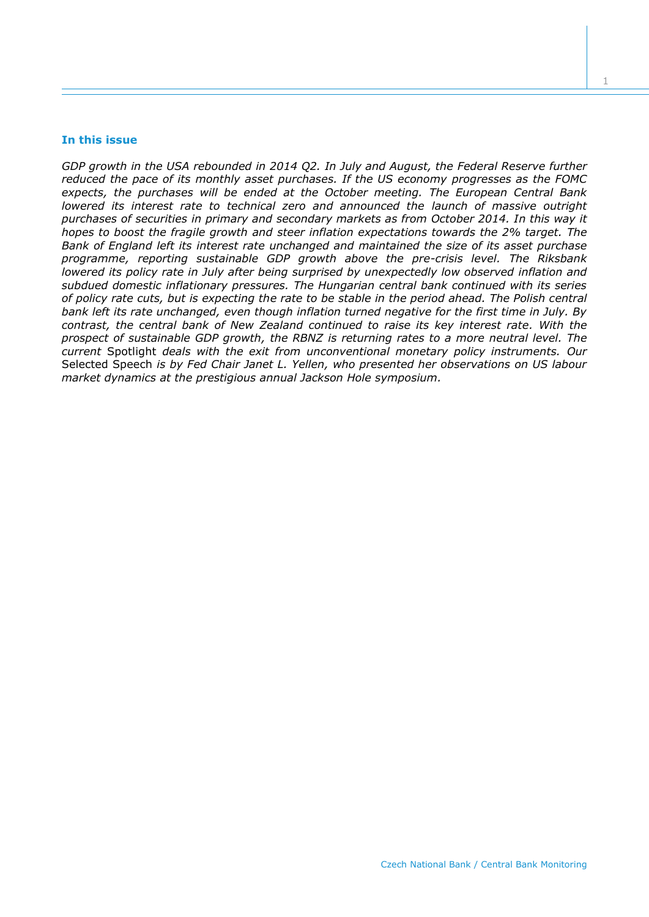## In this issue

*GDP growth in the USA rebounded in 2014 Q2. In July and August, the Federal Reserve further reduced the pace of its monthly asset purchases. If the US economy progresses as the FOMC expects, the purchases will be ended at the October meeting. The European Central Bank lowered its interest rate to technical zero and announced the launch of massive outright purchases of securities in primary and secondary markets as from October 2014. In this way it hopes to boost the fragile growth and steer inflation expectations towards the 2% target. The Bank of England left its interest rate unchanged and maintained the size of its asset purchase programme, reporting sustainable GDP growth above the pre-crisis level. The Riksbank lowered its policy rate in July after being surprised by unexpectedly low observed inflation and subdued domestic inflationary pressures. The Hungarian central bank continued with its series of policy rate cuts, but is expecting the rate to be stable in the period ahead. The Polish central bank left its rate unchanged, even though inflation turned negative for the first time in July. By contrast, the central bank of New Zealand continued to raise its key interest rate. With the prospect of sustainable GDP growth, the RBNZ is returning rates to a more neutral level. The current* Spotlight *deals with the exit from unconventional monetary policy instruments. Our* Selected Speech *is by Fed Chair Janet L. Yellen, who presented her observations on US labour market dynamics at the prestigious annual Jackson Hole symposium.*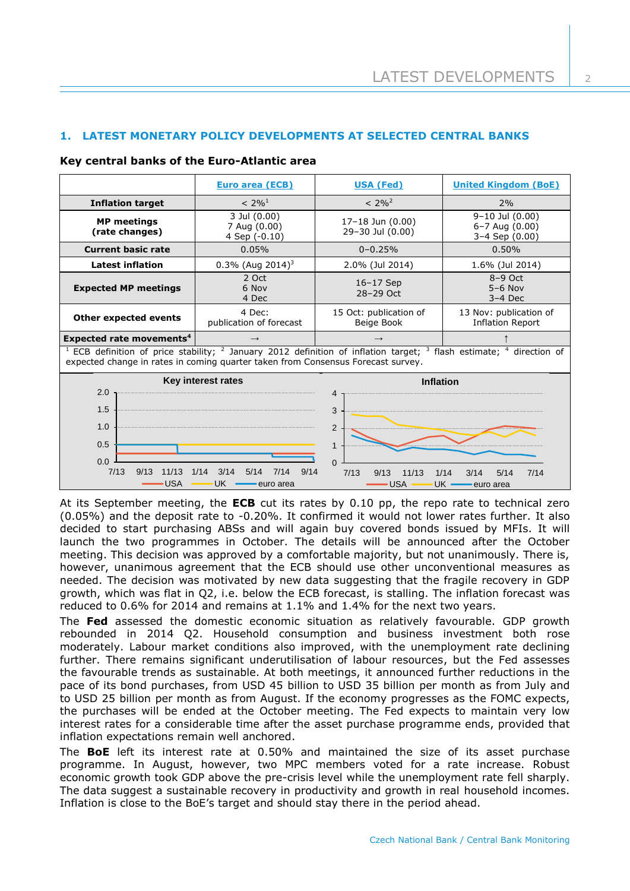## 1. LATEST MONETARY POLICY DEVELOPMENTS AT SELECTED CENTRAL BANKS

**Key central banks of the Euro-Atlantic area**

| | Euro area (ECB) | USA (Fed) | United Kingdom (BoE) |
|---|---|---|---|
| **Inflation target** | < 2%[1] | < 2%[2] | 2% |
| **MP meetings (rate changes)** | 3 Jul (0.00)<br>7 Aug (0.00)<br>4 Sep (-0.10) | 17–18 Jun (0.00)<br>29–30 Jul (0.00) | 9–10 Jul (0.00)<br>6–7 Aug (0.00)<br>3–4 Sep (0.00) |
| **Current basic rate** | 0.05% | 0–0.25% | 0.50% |
| **Latest inflation** | 0.3% (Aug 2014)[3] | 2.0% (Jul 2014) | 1.6% (Jul 2014) |
| **Expected MP meetings** | 2 Oct<br>6 Nov<br>4 Dec | 16–17 Sep<br>28–29 Oct | 8–9 Oct<br>5–6 Nov<br>3–4 Dec |
| **Other expected events** | 4 Dec: publication of forecast | 15 Oct: publication of Beige Book | 13 Nov: publication of Inflation Report |
| **Expected rate movements[4]** | → | → | ↑ |

[1] ECB definition of price stability; [2] January 2012 definition of inflation target; [3] flash estimate; [4] direction of expected change in rates in coming quarter taken from Consensus Forecast survey.

**Key interest rates**

**Inflation**

At its September meeting, the **ECB** cut its rates by 0.10 pp, the repo rate to technical zero (0.05%) and the deposit rate to -0.20%. It confirmed it would not lower rates further. It also decided to start purchasing ABSs and will again buy covered bonds issued by MFIs. It will launch the two programmes in October. The details will be announced after the October meeting. This decision was approved by a comfortable majority, but not unanimously. There is, however, unanimous agreement that the ECB should use other unconventional measures as needed. The decision was motivated by new data suggesting that the fragile recovery in GDP growth, which was flat in Q2, i.e. below the ECB forecast, is stalling. The inflation forecast was reduced to 0.6% for 2014 and remains at 1.1% and 1.4% for the next two years.

The **Fed** assessed the domestic economic situation as relatively favourable. GDP growth rebounded in 2014 Q2. Household consumption and business investment both rose moderately. Labour market conditions also improved, with the unemployment rate declining further. There remains significant underutilisation of labour resources, but the Fed assesses the favourable trends as sustainable. At both meetings, it announced further reductions in the pace of its bond purchases, from USD 45 billion to USD 35 billion per month as from July and to USD 25 billion per month as from August. If the economy progresses as the FOMC expects, the purchases will be ended at the October meeting. The Fed expects to maintain very low interest rates for a considerable time after the asset purchase programme ends, provided that inflation expectations remain well anchored.

The **BoE** left its interest rate at 0.50% and maintained the size of its asset purchase programme. In August, however, two MPC members voted for a rate increase. Robust economic growth took GDP above the pre-crisis level while the unemployment rate fell sharply. The data suggest a sustainable recovery in productivity and growth in real household incomes. Inflation is close to the BoE's target and should stay there in the period ahead.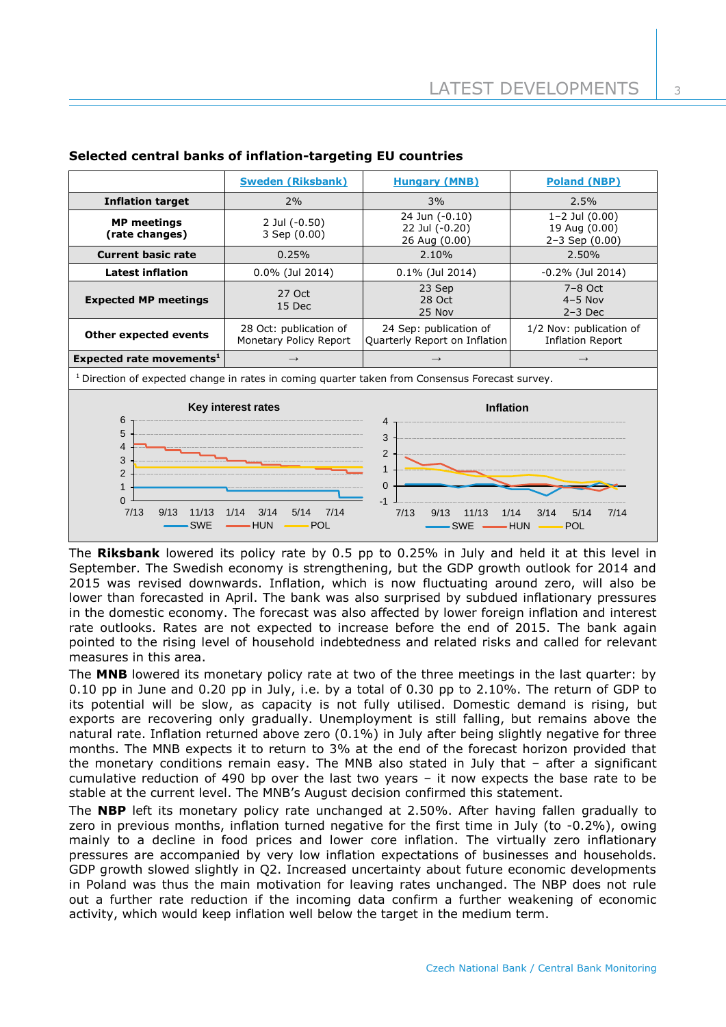**Selected central banks of inflation-targeting EU countries**

| | Sweden (Riksbank) | Hungary (MNB) | Poland (NBP) |
|---|---|---|---|
| **Inflation target** | 2% | 3% | 2.5% |
| **MP meetings (rate changes)** | 2 Jul (-0.50)<br>3 Sep (0.00) | 24 Jun (-0.10)<br>22 Jul (-0.20)<br>26 Aug (0.00) | 1–2 Jul (0.00)<br>19 Aug (0.00)<br>2–3 Sep (0.00) |
| **Current basic rate** | 0.25% | 2.10% | 2.50% |
| **Latest inflation** | 0.0% (Jul 2014) | 0.1% (Jul 2014) | -0.2% (Jul 2014) |
| **Expected MP meetings** | 27 Oct<br>15 Dec | 23 Sep<br>28 Oct<br>25 Nov | 7–8 Oct<br>4–5 Nov<br>2–3 Dec |
| **Other expected events** | 28 Oct: publication of Monetary Policy Report | 24 Sep: publication of Quarterly Report on Inflation | 1/2 Nov: publication of Inflation Report |
| **Expected rate movements**[1] | → | → | → |

[1] Direction of expected change in rates in coming quarter taken from Consensus Forecast survey.

**Key interest rates**

**Inflation**

The **Riksbank** lowered its policy rate by 0.5 pp to 0.25% in July and held it at this level in September. The Swedish economy is strengthening, but the GDP growth outlook for 2014 and 2015 was revised downwards. Inflation, which is now fluctuating around zero, will also be lower than forecasted in April. The bank was also surprised by subdued inflationary pressures in the domestic economy. The forecast was also affected by lower foreign inflation and interest rate outlooks. Rates are not expected to increase before the end of 2015. The bank again pointed to the rising level of household indebtedness and related risks and called for relevant measures in this area.

The **MNB** lowered its monetary policy rate at two of the three meetings in the last quarter: by 0.10 pp in June and 0.20 pp in July, i.e. by a total of 0.30 pp to 2.10%. The return of GDP to its potential will be slow, as capacity is not fully utilised. Domestic demand is rising, but exports are recovering only gradually. Unemployment is still falling, but remains above the natural rate. Inflation returned above zero (0.1%) in July after being slightly negative for three months. The MNB expects it to return to 3% at the end of the forecast horizon provided that the monetary conditions remain easy. The MNB also stated in July that – after a significant cumulative reduction of 490 bp over the last two years – it now expects the base rate to be stable at the current level. The MNB's August decision confirmed this statement.

The **NBP** left its monetary policy rate unchanged at 2.50%. After having fallen gradually to zero in previous months, inflation turned negative for the first time in July (to -0.2%), owing mainly to a decline in food prices and lower core inflation. The virtually zero inflationary pressures are accompanied by very low inflation expectations of businesses and households. GDP growth slowed slightly in Q2. Increased uncertainty about future economic developments in Poland was thus the main motivation for leaving rates unchanged. The NBP does not rule out a further rate reduction if the incoming data confirm a further weakening of economic activity, which would keep inflation well below the target in the medium term.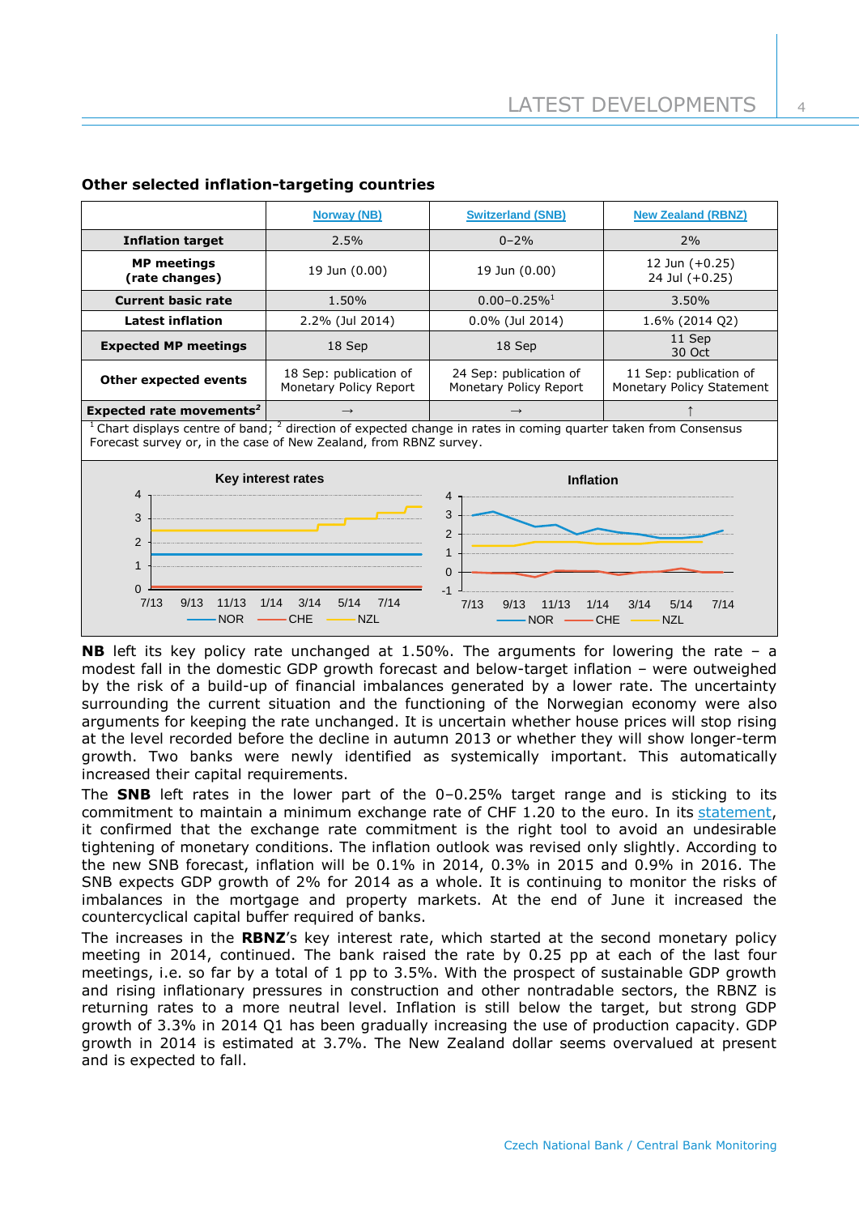### Other selected inflation-targeting countries

| | Norway (NB) | Switzerland (SNB) | New Zealand (RBNZ) |
|---|---|---|---|
| **Inflation target** | 2.5% | 0–2% | 2% |
| **MP meetings (rate changes)** | 19 Jun (0.00) | 19 Jun (0.00) | 12 Jun (+0.25) 24 Jul (+0.25) |
| **Current basic rate** | 1.50% | 0.00–0.25%[1] | 3.50% |
| **Latest inflation** | 2.2% (Jul 2014) | 0.0% (Jul 2014) | 1.6% (2014 Q2) |
| **Expected MP meetings** | 18 Sep | 18 Sep | 11 Sep 30 Oct |
| **Other expected events** | 18 Sep: publication of Monetary Policy Report | 24 Sep: publication of Monetary Policy Report | 11 Sep: publication of Monetary Policy Statement |
| **Expected rate movements[2]** | → | → | ↑ |

[1] Chart displays centre of band; [2] direction of expected change in rates in coming quarter taken from Consensus Forecast survey or, in the case of New Zealand, from RBNZ survey.

**NB** left its key policy rate unchanged at 1.50%. The arguments for lowering the rate – a modest fall in the domestic GDP growth forecast and below-target inflation – were outweighed by the risk of a build-up of financial imbalances generated by a lower rate. The uncertainty surrounding the current situation and the functioning of the Norwegian economy were also arguments for keeping the rate unchanged. It is uncertain whether house prices will stop rising at the level recorded before the decline in autumn 2013 or whether they will show longer-term growth. Two banks were newly identified as systemically important. This automatically increased their capital requirements.

The **SNB** left rates in the lower part of the 0–0.25% target range and is sticking to its commitment to maintain a minimum exchange rate of CHF 1.20 to the euro. In its statement, it confirmed that the exchange rate commitment is the right tool to avoid an undesirable tightening of monetary conditions. The inflation outlook was revised only slightly. According to the new SNB forecast, inflation will be 0.1% in 2014, 0.3% in 2015 and 0.9% in 2016. The SNB expects GDP growth of 2% for 2014 as a whole. It is continuing to monitor the risks of imbalances in the mortgage and property markets. At the end of June it increased the countercyclical capital buffer required of banks.

The increases in the **RBNZ**'s key interest rate, which started at the second monetary policy meeting in 2014, continued. The bank raised the rate by 0.25 pp at each of the last four meetings, i.e. so far by a total of 1 pp to 3.5%. With the prospect of sustainable GDP growth and rising inflationary pressures in construction and other nontradable sectors, the RBNZ is returning rates to a more neutral level. Inflation is still below the target, but strong GDP growth of 3.3% in 2014 Q1 has been gradually increasing the use of production capacity. GDP growth in 2014 is estimated at 3.7%. The New Zealand dollar seems overvalued at present and is expected to fall.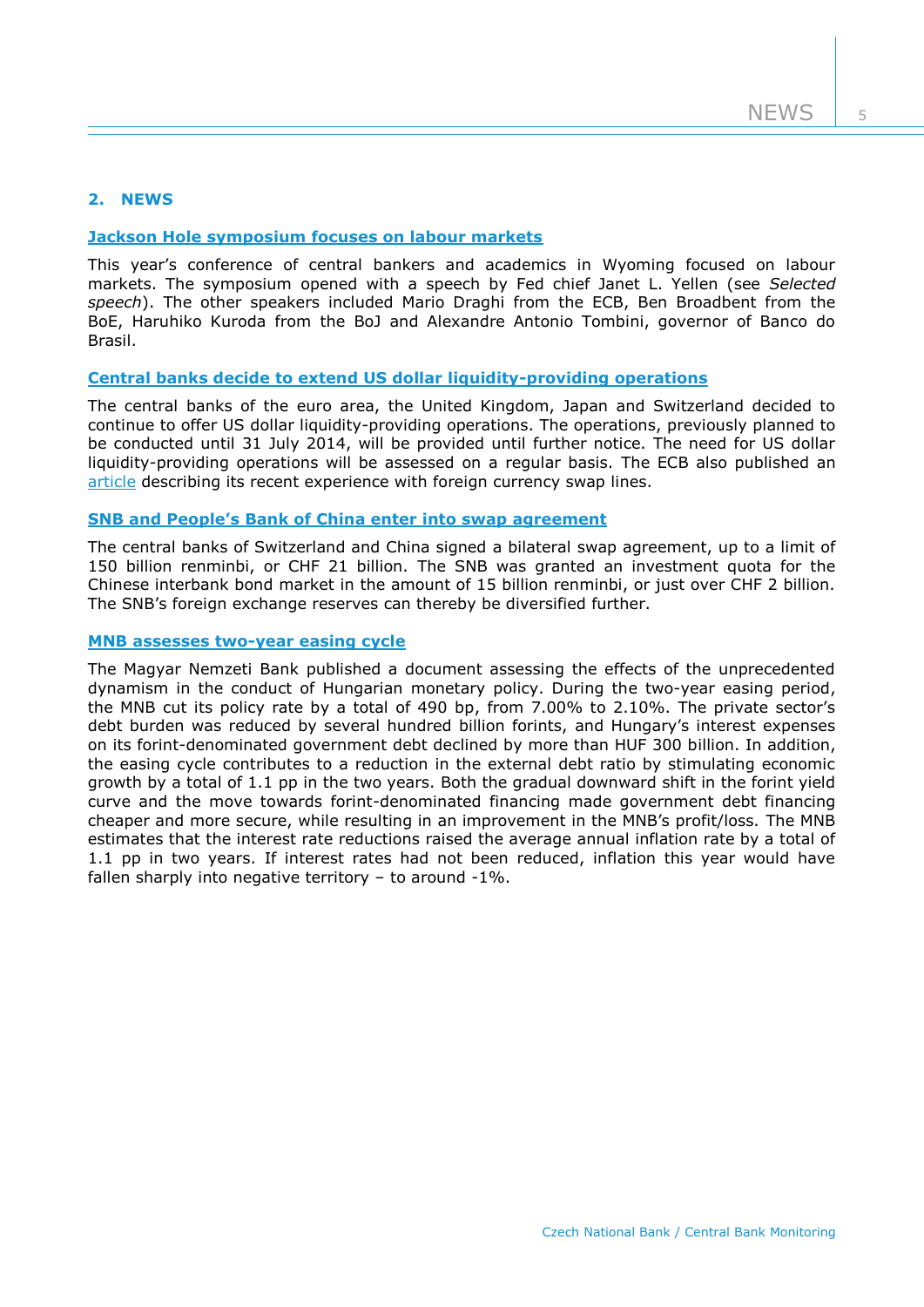## 2. NEWS

### Jackson Hole symposium focuses on labour markets

This year's conference of central bankers and academics in Wyoming focused on labour markets. The symposium opened with a speech by Fed chief Janet L. Yellen (see *Selected speech*). The other speakers included Mario Draghi from the ECB, Ben Broadbent from the BoE, Haruhiko Kuroda from the BoJ and Alexandre Antonio Tombini, governor of Banco do Brasil.

### Central banks decide to extend US dollar liquidity-providing operations

The central banks of the euro area, the United Kingdom, Japan and Switzerland decided to continue to offer US dollar liquidity-providing operations. The operations, previously planned to be conducted until 31 July 2014, will be provided until further notice. The need for US dollar liquidity-providing operations will be assessed on a regular basis. The ECB also published an article describing its recent experience with foreign currency swap lines.

### SNB and People's Bank of China enter into swap agreement

The central banks of Switzerland and China signed a bilateral swap agreement, up to a limit of 150 billion renminbi, or CHF 21 billion. The SNB was granted an investment quota for the Chinese interbank bond market in the amount of 15 billion renminbi, or just over CHF 2 billion. The SNB's foreign exchange reserves can thereby be diversified further.

### MNB assesses two-year easing cycle

The Magyar Nemzeti Bank published a document assessing the effects of the unprecedented dynamism in the conduct of Hungarian monetary policy. During the two-year easing period, the MNB cut its policy rate by a total of 490 bp, from 7.00% to 2.10%. The private sector's debt burden was reduced by several hundred billion forints, and Hungary's interest expenses on its forint-denominated government debt declined by more than HUF 300 billion. In addition, the easing cycle contributes to a reduction in the external debt ratio by stimulating economic growth by a total of 1.1 pp in the two years. Both the gradual downward shift in the forint yield curve and the move towards forint-denominated financing made government debt financing cheaper and more secure, while resulting in an improvement in the MNB's profit/loss. The MNB estimates that the interest rate reductions raised the average annual inflation rate by a total of 1.1 pp in two years. If interest rates had not been reduced, inflation this year would have fallen sharply into negative territory – to around -1%.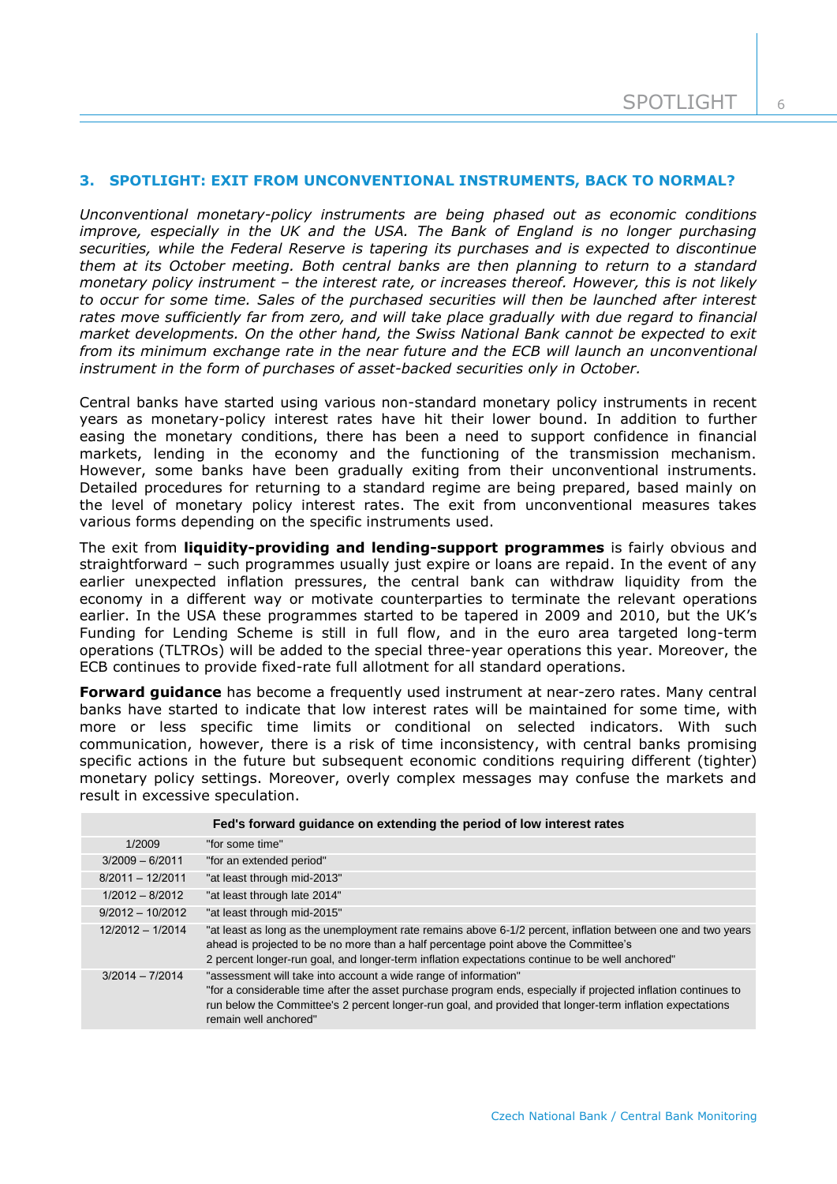### 3. SPOTLIGHT: EXIT FROM UNCONVENTIONAL INSTRUMENTS, BACK TO NORMAL?

*Unconventional monetary-policy instruments are being phased out as economic conditions improve, especially in the UK and the USA. The Bank of England is no longer purchasing securities, while the Federal Reserve is tapering its purchases and is expected to discontinue them at its October meeting. Both central banks are then planning to return to a standard monetary policy instrument – the interest rate, or increases thereof. However, this is not likely to occur for some time. Sales of the purchased securities will then be launched after interest rates move sufficiently far from zero, and will take place gradually with due regard to financial market developments. On the other hand, the Swiss National Bank cannot be expected to exit from its minimum exchange rate in the near future and the ECB will launch an unconventional instrument in the form of purchases of asset-backed securities only in October.*

Central banks have started using various non-standard monetary policy instruments in recent years as monetary-policy interest rates have hit their lower bound. In addition to further easing the monetary conditions, there has been a need to support confidence in financial markets, lending in the economy and the functioning of the transmission mechanism. However, some banks have been gradually exiting from their unconventional instruments. Detailed procedures for returning to a standard regime are being prepared, based mainly on the level of monetary policy interest rates. The exit from unconventional measures takes various forms depending on the specific instruments used.

The exit from **liquidity-providing and lending-support programmes** is fairly obvious and straightforward – such programmes usually just expire or loans are repaid. In the event of any earlier unexpected inflation pressures, the central bank can withdraw liquidity from the economy in a different way or motivate counterparties to terminate the relevant operations earlier. In the USA these programmes started to be tapered in 2009 and 2010, but the UK's Funding for Lending Scheme is still in full flow, and in the euro area targeted long-term operations (TLTROs) will be added to the special three-year operations this year. Moreover, the ECB continues to provide fixed-rate full allotment for all standard operations.

**Forward guidance** has become a frequently used instrument at near-zero rates. Many central banks have started to indicate that low interest rates will be maintained for some time, with more or less specific time limits or conditional on selected indicators. With such communication, however, there is a risk of time inconsistency, with central banks promising specific actions in the future but subsequent economic conditions requiring different (tighter) monetary policy settings. Moreover, overly complex messages may confuse the markets and result in excessive speculation.

| Fed's forward guidance on extending the period of low interest rates | |
|---|---|
| 1/2009 | "for some time" |
| 3/2009 – 6/2011 | "for an extended period" |
| 8/2011 – 12/2011 | "at least through mid-2013" |
| 1/2012 – 8/2012 | "at least through late 2014" |
| 9/2012 – 10/2012 | "at least through mid-2015" |
| 12/2012 – 1/2014 | "at least as long as the unemployment rate remains above 6-1/2 percent, inflation between one and two years ahead is projected to be no more than a half percentage point above the Committee's 2 percent longer-run goal, and longer-term inflation expectations continue to be well anchored" |
| 3/2014 – 7/2014 | "assessment will take into account a wide range of information" "for a considerable time after the asset purchase program ends, especially if projected inflation continues to run below the Committee's 2 percent longer-run goal, and provided that longer-term inflation expectations remain well anchored" |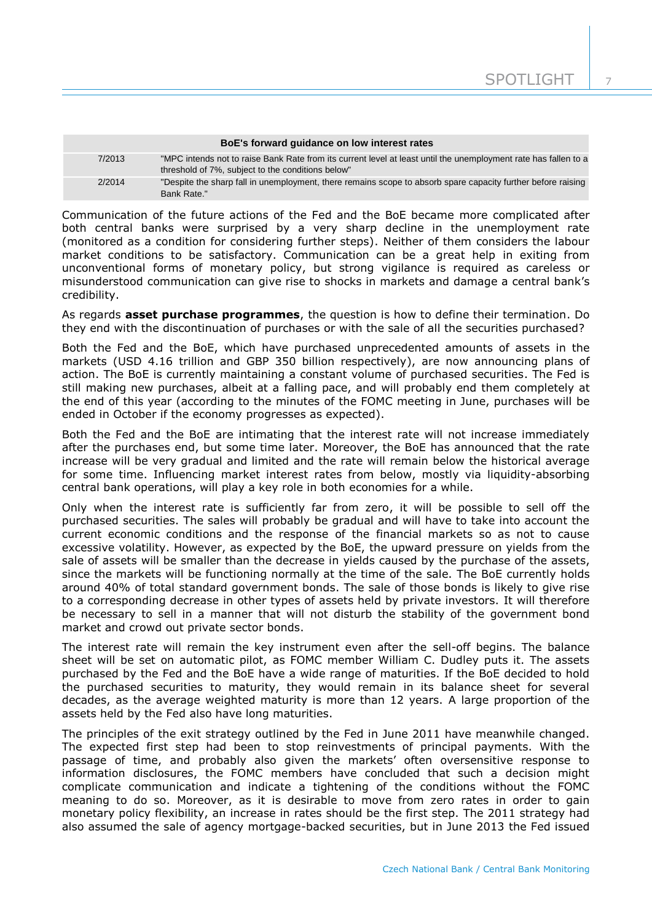| BoE's forward guidance on low interest rates | |
|---|---|
| 7/2013 | "MPC intends not to raise Bank Rate from its current level at least until the unemployment rate has fallen to a threshold of 7%, subject to the conditions below" |
| 2/2014 | "Despite the sharp fall in unemployment, there remains scope to absorb spare capacity further before raising Bank Rate." |

Communication of the future actions of the Fed and the BoE became more complicated after both central banks were surprised by a very sharp decline in the unemployment rate (monitored as a condition for considering further steps). Neither of them considers the labour market conditions to be satisfactory. Communication can be a great help in exiting from unconventional forms of monetary policy, but strong vigilance is required as careless or misunderstood communication can give rise to shocks in markets and damage a central bank's credibility.

As regards **asset purchase programmes**, the question is how to define their termination. Do they end with the discontinuation of purchases or with the sale of all the securities purchased?

Both the Fed and the BoE, which have purchased unprecedented amounts of assets in the markets (USD 4.16 trillion and GBP 350 billion respectively), are now announcing plans of action. The BoE is currently maintaining a constant volume of purchased securities. The Fed is still making new purchases, albeit at a falling pace, and will probably end them completely at the end of this year (according to the minutes of the FOMC meeting in June, purchases will be ended in October if the economy progresses as expected).

Both the Fed and the BoE are intimating that the interest rate will not increase immediately after the purchases end, but some time later. Moreover, the BoE has announced that the rate increase will be very gradual and limited and the rate will remain below the historical average for some time. Influencing market interest rates from below, mostly via liquidity-absorbing central bank operations, will play a key role in both economies for a while.

Only when the interest rate is sufficiently far from zero, it will be possible to sell off the purchased securities. The sales will probably be gradual and will have to take into account the current economic conditions and the response of the financial markets so as not to cause excessive volatility. However, as expected by the BoE, the upward pressure on yields from the sale of assets will be smaller than the decrease in yields caused by the purchase of the assets, since the markets will be functioning normally at the time of the sale. The BoE currently holds around 40% of total standard government bonds. The sale of those bonds is likely to give rise to a corresponding decrease in other types of assets held by private investors. It will therefore be necessary to sell in a manner that will not disturb the stability of the government bond market and crowd out private sector bonds.

The interest rate will remain the key instrument even after the sell-off begins. The balance sheet will be set on automatic pilot, as FOMC member William C. Dudley puts it. The assets purchased by the Fed and the BoE have a wide range of maturities. If the BoE decided to hold the purchased securities to maturity, they would remain in its balance sheet for several decades, as the average weighted maturity is more than 12 years. A large proportion of the assets held by the Fed also have long maturities.

The principles of the exit strategy outlined by the Fed in June 2011 have meanwhile changed. The expected first step had been to stop reinvestments of principal payments. With the passage of time, and probably also given the markets' often oversensitive response to information disclosures, the FOMC members have concluded that such a decision might complicate communication and indicate a tightening of the conditions without the FOMC meaning to do so. Moreover, as it is desirable to move from zero rates in order to gain monetary policy flexibility, an increase in rates should be the first step. The 2011 strategy had also assumed the sale of agency mortgage-backed securities, but in June 2013 the Fed issued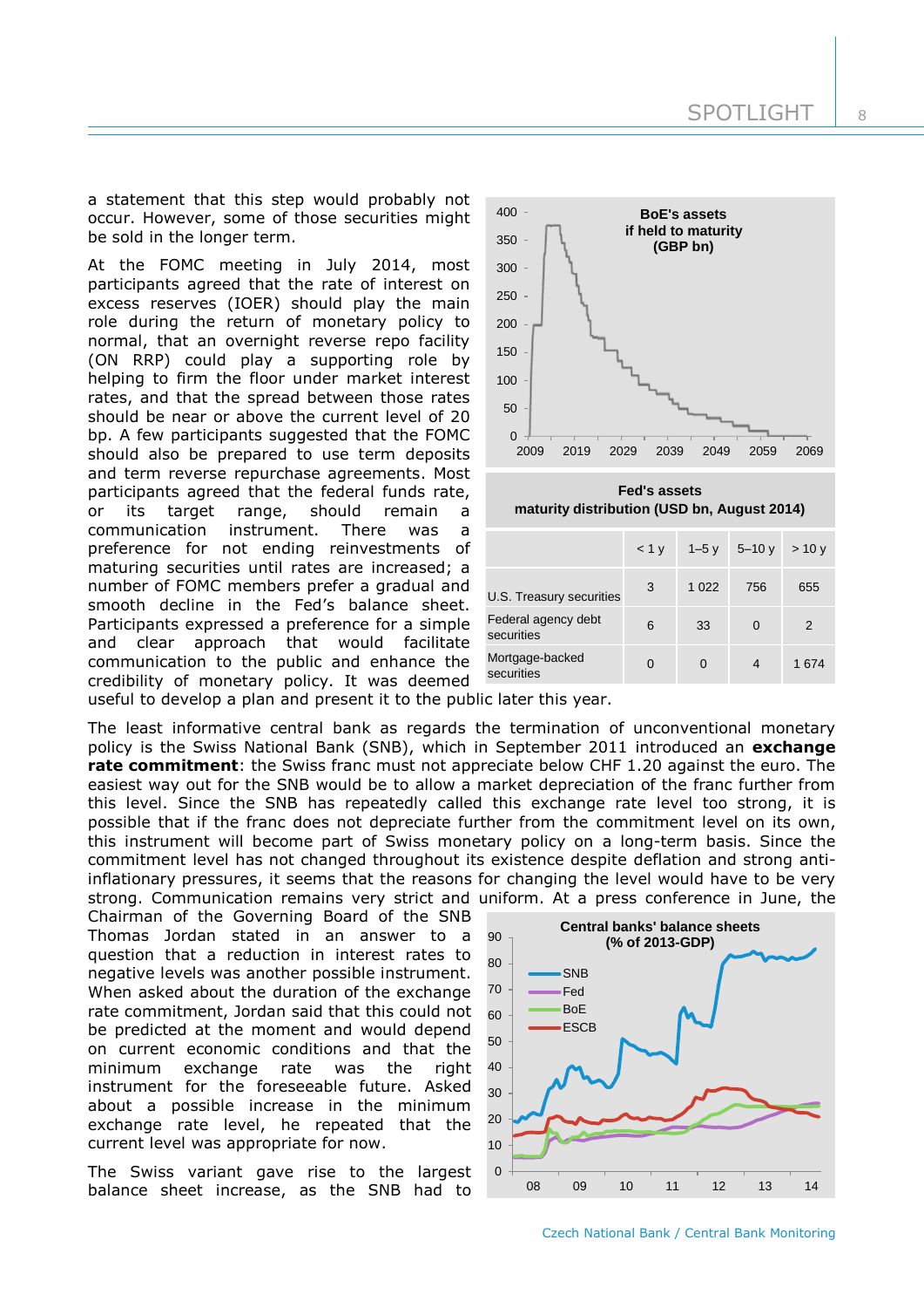a statement that this step would probably not occur. However, some of those securities might be sold in the longer term.

At the FOMC meeting in July 2014, most participants agreed that the rate of interest on excess reserves (IOER) should play the main role during the return of monetary policy to normal, that an overnight reverse repo facility (ON RRP) could play a supporting role by helping to firm the floor under market interest rates, and that the spread between those rates should be near or above the current level of 20 bp. A few participants suggested that the FOMC should also be prepared to use term deposits and term reverse repurchase agreements. Most participants agreed that the federal funds rate, or its target range, should remain a communication instrument. There was a preference for not ending reinvestments of maturing securities until rates are increased; a number of FOMC members prefer a gradual and smooth decline in the Fed's balance sheet. Participants expressed a preference for a simple and clear approach that would facilitate communication to the public and enhance the credibility of monetary policy. It was deemed useful to develop a plan and present it to the public later this year.

**BoE's assets if held to maturity (GBP bn)**

**Fed's assets maturity distribution (USD bn, August 2014)**

| | < 1 y | 1–5 y | 5–10 y | > 10 y |
|---|---|---|---|---|
| U.S. Treasury securities | 3 | 1 022 | 756 | 655 |
| Federal agency debt securities | 6 | 33 | 0 | 2 |
| Mortgage-backed securities | 0 | 0 | 4 | 1 674 |

The least informative central bank as regards the termination of unconventional monetary policy is the Swiss National Bank (SNB), which in September 2011 introduced an **exchange rate commitment**: the Swiss franc must not appreciate below CHF 1.20 against the euro. The easiest way out for the SNB would be to allow a market depreciation of the franc further from this level. Since the SNB has repeatedly called this exchange rate level too strong, it is possible that if the franc does not depreciate further from the commitment level on its own, this instrument will become part of Swiss monetary policy on a long-term basis. Since the commitment level has not changed throughout its existence despite deflation and strong anti-inflationary pressures, it seems that the reasons for changing the level would have to be very strong. Communication remains very strict and uniform. At a press conference in June, the Chairman of the Governing Board of the SNB Thomas Jordan stated in an answer to a question that a reduction in interest rates to negative levels was another possible instrument. When asked about the duration of the exchange rate commitment, Jordan said that this could not be predicted at the moment and would depend on current economic conditions and that the minimum exchange rate was the right instrument for the foreseeable future. Asked about a possible increase in the minimum exchange rate level, he repeated that the current level was appropriate for now.

**Central banks' balance sheets (% of 2013-GDP)**

The Swiss variant gave rise to the largest balance sheet increase, as the SNB had to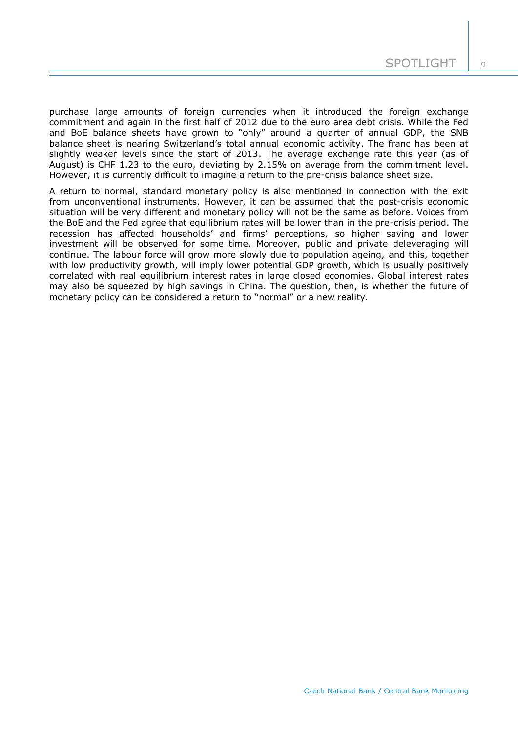purchase large amounts of foreign currencies when it introduced the foreign exchange commitment and again in the first half of 2012 due to the euro area debt crisis. While the Fed and BoE balance sheets have grown to "only" around a quarter of annual GDP, the SNB balance sheet is nearing Switzerland's total annual economic activity. The franc has been at slightly weaker levels since the start of 2013. The average exchange rate this year (as of August) is CHF 1.23 to the euro, deviating by 2.15% on average from the commitment level. However, it is currently difficult to imagine a return to the pre-crisis balance sheet size.

A return to normal, standard monetary policy is also mentioned in connection with the exit from unconventional instruments. However, it can be assumed that the post-crisis economic situation will be very different and monetary policy will not be the same as before. Voices from the BoE and the Fed agree that equilibrium rates will be lower than in the pre-crisis period. The recession has affected households' and firms' perceptions, so higher saving and lower investment will be observed for some time. Moreover, public and private deleveraging will continue. The labour force will grow more slowly due to population ageing, and this, together with low productivity growth, will imply lower potential GDP growth, which is usually positively correlated with real equilibrium interest rates in large closed economies. Global interest rates may also be squeezed by high savings in China. The question, then, is whether the future of monetary policy can be considered a return to "normal" or a new reality.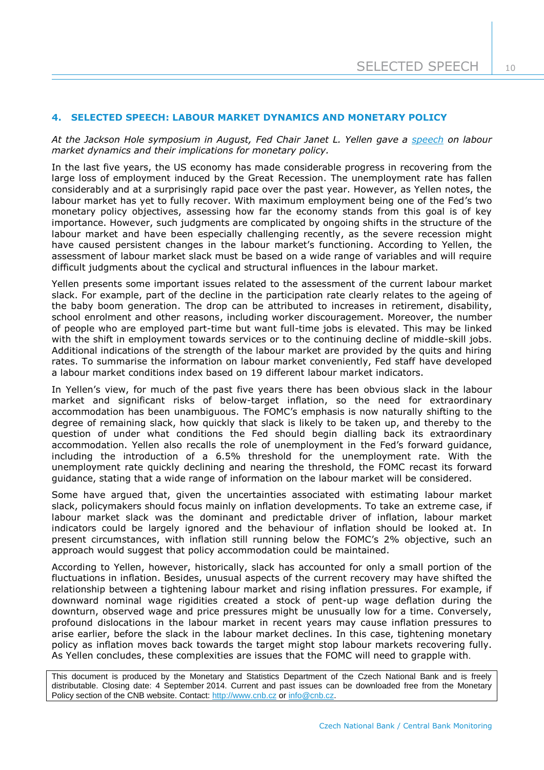## 4. SELECTED SPEECH: LABOUR MARKET DYNAMICS AND MONETARY POLICY

*At the Jackson Hole symposium in August, Fed Chair Janet L. Yellen gave a speech on labour market dynamics and their implications for monetary policy.*

In the last five years, the US economy has made considerable progress in recovering from the large loss of employment induced by the Great Recession. The unemployment rate has fallen considerably and at a surprisingly rapid pace over the past year. However, as Yellen notes, the labour market has yet to fully recover. With maximum employment being one of the Fed's two monetary policy objectives, assessing how far the economy stands from this goal is of key importance. However, such judgments are complicated by ongoing shifts in the structure of the labour market and have been especially challenging recently, as the severe recession might have caused persistent changes in the labour market's functioning. According to Yellen, the assessment of labour market slack must be based on a wide range of variables and will require difficult judgments about the cyclical and structural influences in the labour market.

Yellen presents some important issues related to the assessment of the current labour market slack. For example, part of the decline in the participation rate clearly relates to the ageing of the baby boom generation. The drop can be attributed to increases in retirement, disability, school enrolment and other reasons, including worker discouragement. Moreover, the number of people who are employed part-time but want full-time jobs is elevated. This may be linked with the shift in employment towards services or to the continuing decline of middle-skill jobs. Additional indications of the strength of the labour market are provided by the quits and hiring rates. To summarise the information on labour market conveniently, Fed staff have developed a labour market conditions index based on 19 different labour market indicators.

In Yellen's view, for much of the past five years there has been obvious slack in the labour market and significant risks of below-target inflation, so the need for extraordinary accommodation has been unambiguous. The FOMC's emphasis is now naturally shifting to the degree of remaining slack, how quickly that slack is likely to be taken up, and thereby to the question of under what conditions the Fed should begin dialling back its extraordinary accommodation. Yellen also recalls the role of unemployment in the Fed's forward guidance, including the introduction of a 6.5% threshold for the unemployment rate. With the unemployment rate quickly declining and nearing the threshold, the FOMC recast its forward guidance, stating that a wide range of information on the labour market will be considered.

Some have argued that, given the uncertainties associated with estimating labour market slack, policymakers should focus mainly on inflation developments. To take an extreme case, if labour market slack was the dominant and predictable driver of inflation, labour market indicators could be largely ignored and the behaviour of inflation should be looked at. In present circumstances, with inflation still running below the FOMC's 2% objective, such an approach would suggest that policy accommodation could be maintained.

According to Yellen, however, historically, slack has accounted for only a small portion of the fluctuations in inflation. Besides, unusual aspects of the current recovery may have shifted the relationship between a tightening labour market and rising inflation pressures. For example, if downward nominal wage rigidities created a stock of pent-up wage deflation during the downturn, observed wage and price pressures might be unusually low for a time. Conversely, profound dislocations in the labour market in recent years may cause inflation pressures to arise earlier, before the slack in the labour market declines. In this case, tightening monetary policy as inflation moves back towards the target might stop labour markets recovering fully. As Yellen concludes, these complexities are issues that the FOMC will need to grapple with.

This document is produced by the Monetary and Statistics Department of the Czech National Bank and is freely distributable. Closing date: 4 September 2014. Current and past issues can be downloaded free from the Monetary Policy section of the CNB website. Contact: http://www.cnb.cz or info@cnb.cz.